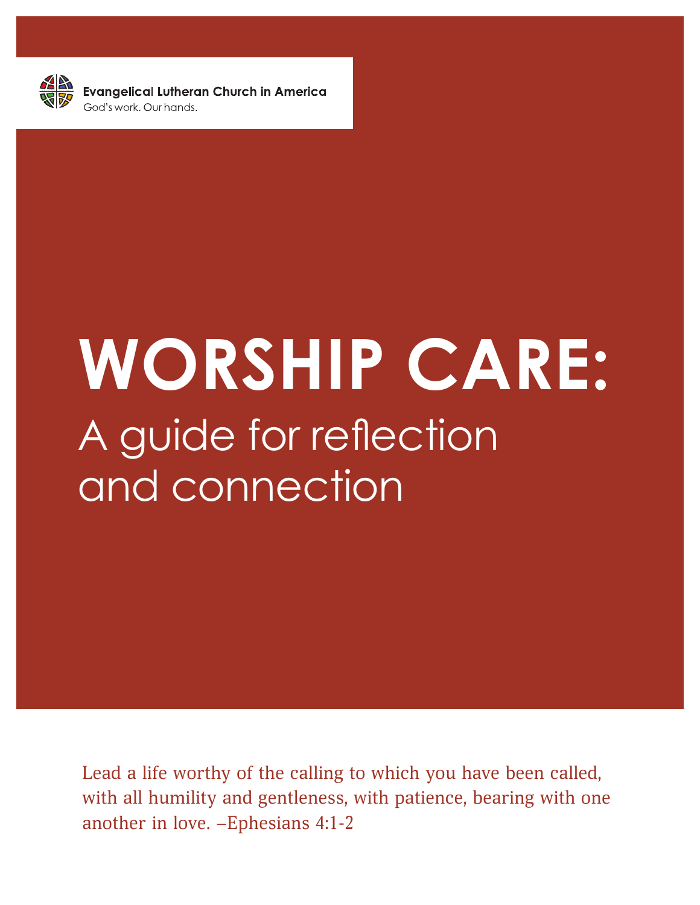Evangelical Lutheran Church in America

God's work. Our hands.

# WORSHIP CARE:

## A guide for reflection and connection

Lead a life worthy of the calling to which you have been called, with all humility and gentleness, with patience, bearing with one another in love. –Ephesians 4:1-2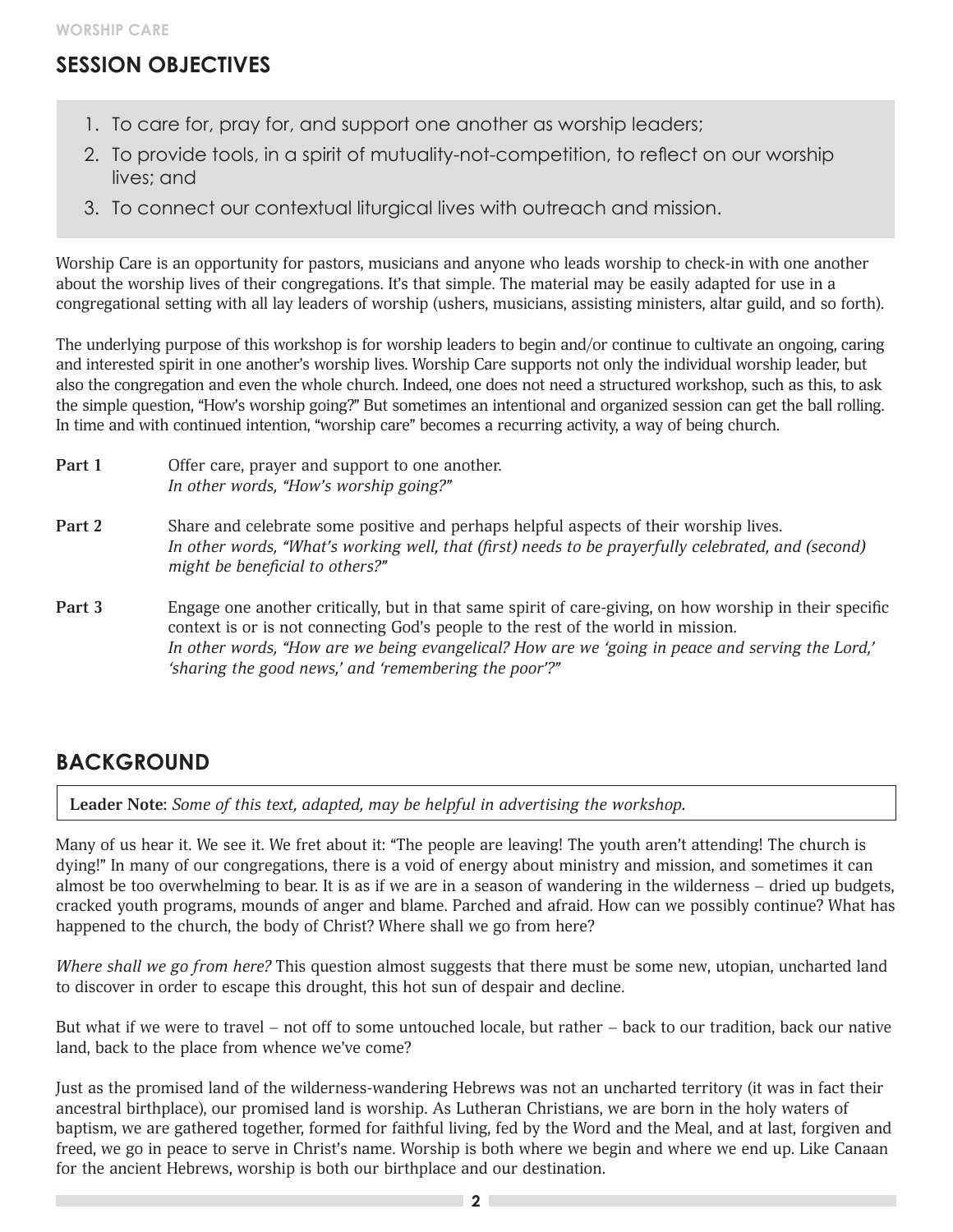## SESSION OBJECTIVES

1. To care for, pray for, and support one another as worship leaders;
2. To provide tools, in a spirit of mutuality-not-competition, to reflect on our worship lives; and
3. To connect our contextual liturgical lives with outreach and mission.

Worship Care is an opportunity for pastors, musicians and anyone who leads worship to check-in with one another about the worship lives of their congregations. It's that simple. The material may be easily adapted for use in a congregational setting with all lay leaders of worship (ushers, musicians, assisting ministers, altar guild, and so forth).

The underlying purpose of this workshop is for worship leaders to begin and/or continue to cultivate an ongoing, caring and interested spirit in one another's worship lives. Worship Care supports not only the individual worship leader, but also the congregation and even the whole church. Indeed, one does not need a structured workshop, such as this, to ask the simple question, "How's worship going?" But sometimes an intentional and organized session can get the ball rolling. In time and with continued intention, "worship care" becomes a recurring activity, a way of being church.

**Part 1** Offer care, prayer and support to one another.
*In other words, "How's worship going?"*

**Part 2** Share and celebrate some positive and perhaps helpful aspects of their worship lives.
*In other words, "What's working well, that (first) needs to be prayerfully celebrated, and (second) might be beneficial to others?"*

**Part 3** Engage one another critically, but in that same spirit of care-giving, on how worship in their specific context is or is not connecting God's people to the rest of the world in mission.
*In other words, "How are we being evangelical? How are we 'going in peace and serving the Lord,' 'sharing the good news,' and 'remembering the poor'?"*

## BACKGROUND

**Leader Note:** *Some of this text, adapted, may be helpful in advertising the workshop.*

Many of us hear it. We see it. We fret about it: "The people are leaving! The youth aren't attending! The church is dying!" In many of our congregations, there is a void of energy about ministry and mission, and sometimes it can almost be too overwhelming to bear. It is as if we are in a season of wandering in the wilderness – dried up budgets, cracked youth programs, mounds of anger and blame. Parched and afraid. How can we possibly continue? What has happened to the church, the body of Christ? Where shall we go from here?

*Where shall we go from here?* This question almost suggests that there must be some new, utopian, uncharted land to discover in order to escape this drought, this hot sun of despair and decline.

But what if we were to travel – not off to some untouched locale, but rather – back to our tradition, back our native land, back to the place from whence we've come?

Just as the promised land of the wilderness-wandering Hebrews was not an uncharted territory (it was in fact their ancestral birthplace), our promised land is worship. As Lutheran Christians, we are born in the holy waters of baptism, we are gathered together, formed for faithful living, fed by the Word and the Meal, and at last, forgiven and freed, we go in peace to serve in Christ's name. Worship is both where we begin and where we end up. Like Canaan for the ancient Hebrews, worship is both our birthplace and our destination.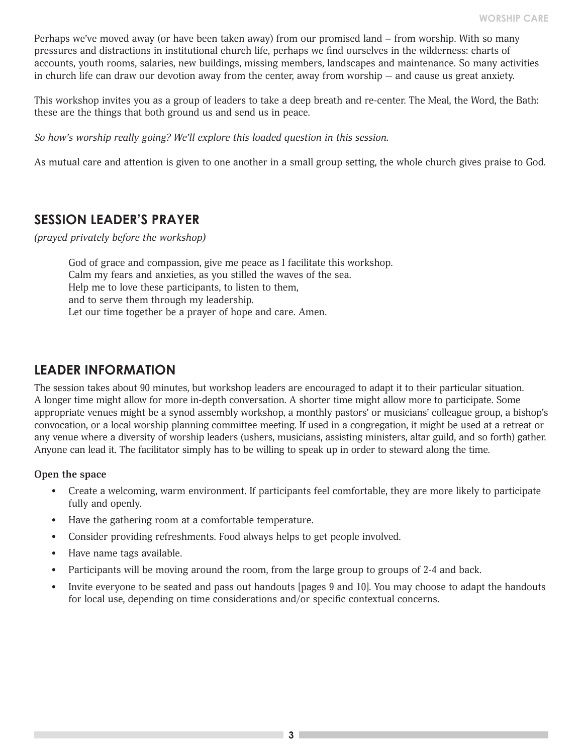Perhaps we've moved away (or have been taken away) from our promised land – from worship. With so many pressures and distractions in institutional church life, perhaps we find ourselves in the wilderness: charts of accounts, youth rooms, salaries, new buildings, missing members, landscapes and maintenance. So many activities in church life can draw our devotion away from the center, away from worship — and cause us great anxiety.

This workshop invites you as a group of leaders to take a deep breath and re-center. The Meal, the Word, the Bath: these are the things that both ground us and send us in peace.

*So how's worship really going? We'll explore this loaded question in this session.*

As mutual care and attention is given to one another in a small group setting, the whole church gives praise to God.

## SESSION LEADER'S PRAYER

*(prayed privately before the workshop)*

> God of grace and compassion, give me peace as I facilitate this workshop.
> Calm my fears and anxieties, as you stilled the waves of the sea.
> Help me to love these participants, to listen to them,
> and to serve them through my leadership.
> Let our time together be a prayer of hope and care. Amen.

## LEADER INFORMATION

The session takes about 90 minutes, but workshop leaders are encouraged to adapt it to their particular situation. A longer time might allow for more in-depth conversation. A shorter time might allow more to participate. Some appropriate venues might be a synod assembly workshop, a monthly pastors' or musicians' colleague group, a bishop's convocation, or a local worship planning committee meeting. If used in a congregation, it might be used at a retreat or any venue where a diversity of worship leaders (ushers, musicians, assisting ministers, altar guild, and so forth) gather. Anyone can lead it. The facilitator simply has to be willing to speak up in order to steward along the time.

**Open the space**

- Create a welcoming, warm environment. If participants feel comfortable, they are more likely to participate fully and openly.
- Have the gathering room at a comfortable temperature.
- Consider providing refreshments. Food always helps to get people involved.
- Have name tags available.
- Participants will be moving around the room, from the large group to groups of 2-4 and back.
- Invite everyone to be seated and pass out handouts [pages 9 and 10]. You may choose to adapt the handouts for local use, depending on time considerations and/or specific contextual concerns.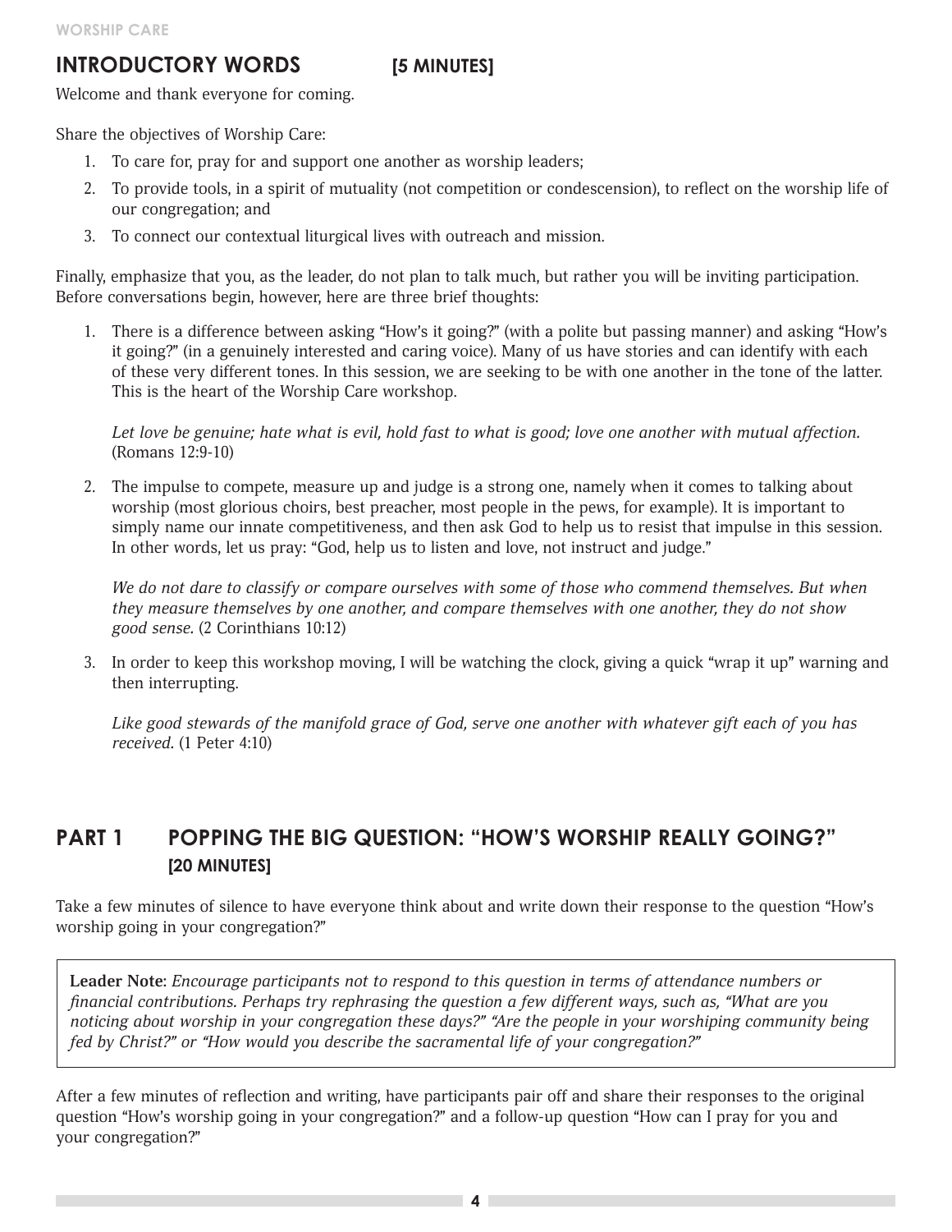## INTRODUCTORY WORDS [5 MINUTES]

Welcome and thank everyone for coming.

Share the objectives of Worship Care:

1. To care for, pray for and support one another as worship leaders;
2. To provide tools, in a spirit of mutuality (not competition or condescension), to reflect on the worship life of our congregation; and
3. To connect our contextual liturgical lives with outreach and mission.

Finally, emphasize that you, as the leader, do not plan to talk much, but rather you will be inviting participation. Before conversations begin, however, here are three brief thoughts:

1. There is a difference between asking "How's it going?" (with a polite but passing manner) and asking "How's it going?" (in a genuinely interested and caring voice). Many of us have stories and can identify with each of these very different tones. In this session, we are seeking to be with one another in the tone of the latter. This is the heart of the Worship Care workshop.

   *Let love be genuine; hate what is evil, hold fast to what is good; love one another with mutual affection.* (Romans 12:9-10)

2. The impulse to compete, measure up and judge is a strong one, namely when it comes to talking about worship (most glorious choirs, best preacher, most people in the pews, for example). It is important to simply name our innate competitiveness, and then ask God to help us to resist that impulse in this session. In other words, let us pray: "God, help us to listen and love, not instruct and judge."

   *We do not dare to classify or compare ourselves with some of those who commend themselves. But when they measure themselves by one another, and compare themselves with one another, they do not show good sense.* (2 Corinthians 10:12)

3. In order to keep this workshop moving, I will be watching the clock, giving a quick "wrap it up" warning and then interrupting.

   *Like good stewards of the manifold grace of God, serve one another with whatever gift each of you has received.* (1 Peter 4:10)

## PART 1 POPPING THE BIG QUESTION: "HOW'S WORSHIP REALLY GOING?" [20 MINUTES]

Take a few minutes of silence to have everyone think about and write down their response to the question "How's worship going in your congregation?"

> **Leader Note:** *Encourage participants not to respond to this question in terms of attendance numbers or financial contributions. Perhaps try rephrasing the question a few different ways, such as, "What are you noticing about worship in your congregation these days?" "Are the people in your worshiping community being fed by Christ?" or "How would you describe the sacramental life of your congregation?"*

After a few minutes of reflection and writing, have participants pair off and share their responses to the original question "How's worship going in your congregation?" and a follow-up question "How can I pray for you and your congregation?"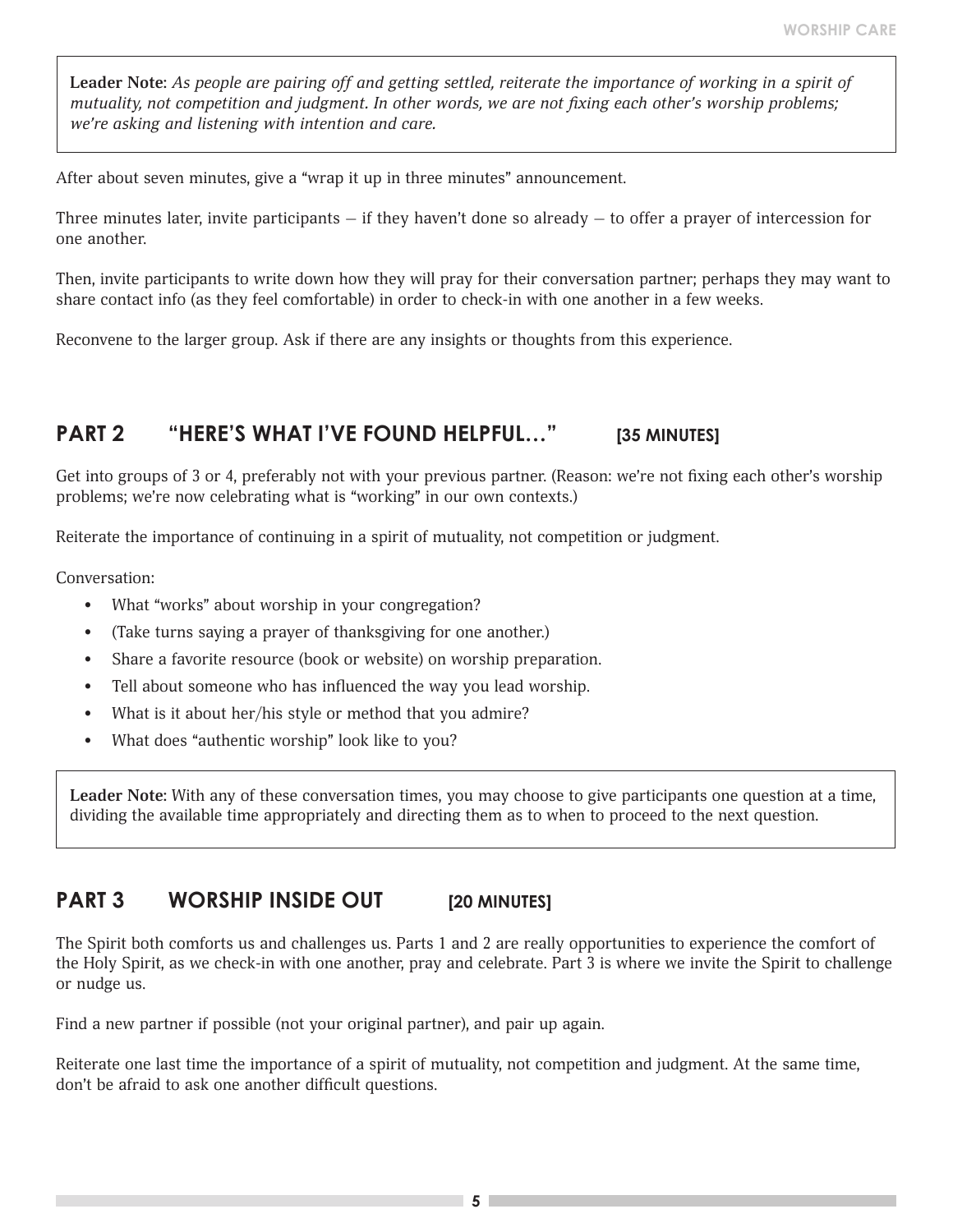> **Leader Note:** *As people are pairing off and getting settled, reiterate the importance of working in a spirit of mutuality, not competition and judgment. In other words, we are not fixing each other's worship problems; we're asking and listening with intention and care.*

After about seven minutes, give a "wrap it up in three minutes" announcement.

Three minutes later, invite participants – if they haven't done so already – to offer a prayer of intercession for one another.

Then, invite participants to write down how they will pray for their conversation partner; perhaps they may want to share contact info (as they feel comfortable) in order to check-in with one another in a few weeks.

Reconvene to the larger group. Ask if there are any insights or thoughts from this experience.

## PART 2 "HERE'S WHAT I'VE FOUND HELPFUL…" [35 MINUTES]

Get into groups of 3 or 4, preferably not with your previous partner. (Reason: we're not fixing each other's worship problems; we're now celebrating what is "working" in our own contexts.)

Reiterate the importance of continuing in a spirit of mutuality, not competition or judgment.

Conversation:

- What "works" about worship in your congregation?
- (Take turns saying a prayer of thanksgiving for one another.)
- Share a favorite resource (book or website) on worship preparation.
- Tell about someone who has influenced the way you lead worship.
- What is it about her/his style or method that you admire?
- What does "authentic worship" look like to you?

> **Leader Note:** With any of these conversation times, you may choose to give participants one question at a time, dividing the available time appropriately and directing them as to when to proceed to the next question.

## PART 3 WORSHIP INSIDE OUT [20 MINUTES]

The Spirit both comforts us and challenges us. Parts 1 and 2 are really opportunities to experience the comfort of the Holy Spirit, as we check-in with one another, pray and celebrate. Part 3 is where we invite the Spirit to challenge or nudge us.

Find a new partner if possible (not your original partner), and pair up again.

Reiterate one last time the importance of a spirit of mutuality, not competition and judgment. At the same time, don't be afraid to ask one another difficult questions.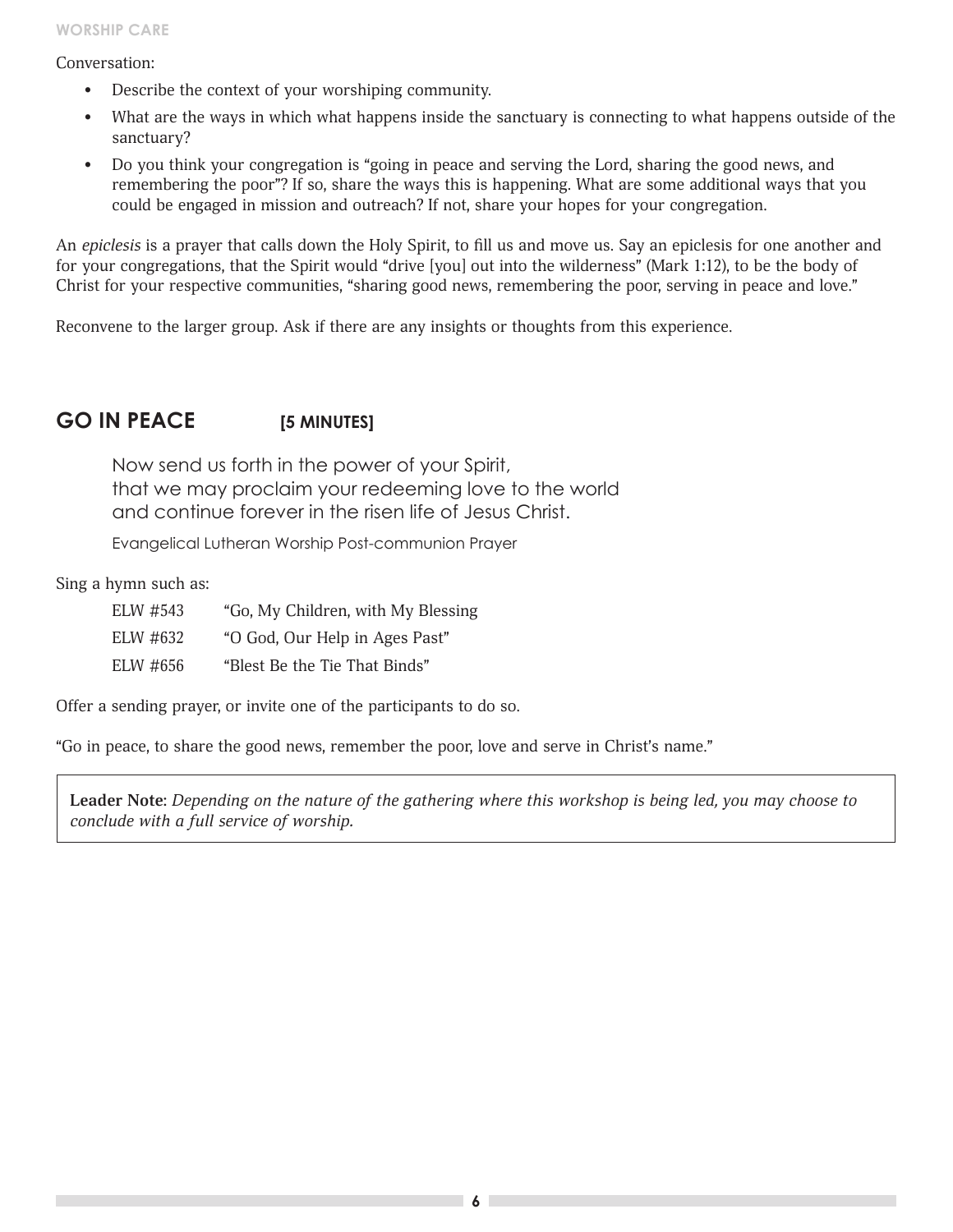Conversation:

- Describe the context of your worshiping community.
- What are the ways in which what happens inside the sanctuary is connecting to what happens outside of the sanctuary?
- Do you think your congregation is "going in peace and serving the Lord, sharing the good news, and remembering the poor"? If so, share the ways this is happening. What are some additional ways that you could be engaged in mission and outreach? If not, share your hopes for your congregation.

An *epiclesis* is a prayer that calls down the Holy Spirit, to fill us and move us. Say an epiclesis for one another and for your congregations, that the Spirit would "drive [you] out into the wilderness" (Mark 1:12), to be the body of Christ for your respective communities, "sharing good news, remembering the poor, serving in peace and love."

Reconvene to the larger group. Ask if there are any insights or thoughts from this experience.

## GO IN PEACE [5 MINUTES]

> Now send us forth in the power of your Spirit,
> that we may proclaim your redeeming love to the world
> and continue forever in the risen life of Jesus Christ.
>
> Evangelical Lutheran Worship Post-communion Prayer

Sing a hymn such as:

| | |
|---|---|
| ELW #543 | "Go, My Children, with My Blessing |
| ELW #632 | "O God, Our Help in Ages Past" |
| ELW #656 | "Blest Be the Tie That Binds" |

Offer a sending prayer, or invite one of the participants to do so.

"Go in peace, to share the good news, remember the poor, love and serve in Christ's name."

> **Leader Note**: *Depending on the nature of the gathering where this workshop is being led, you may choose to conclude with a full service of worship.*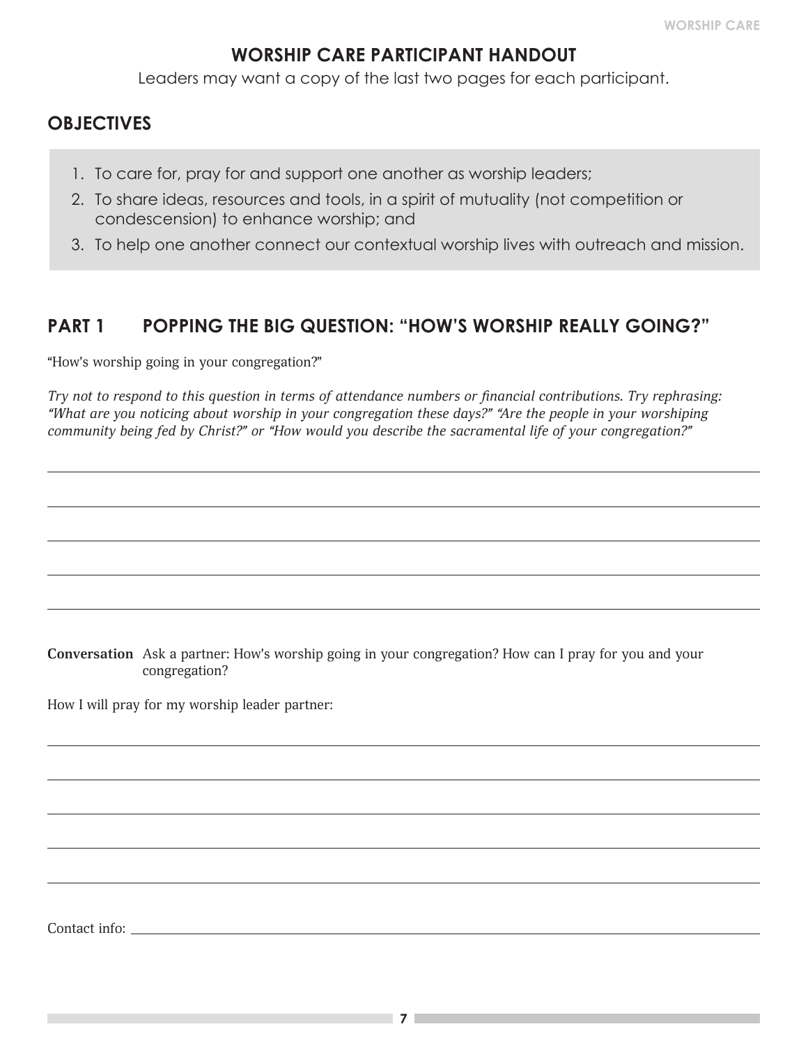## WORSHIP CARE PARTICIPANT HANDOUT

Leaders may want a copy of the last two pages for each participant.

## OBJECTIVES

1. To care for, pray for and support one another as worship leaders;
2. To share ideas, resources and tools, in a spirit of mutuality (not competition or condescension) to enhance worship; and
3. To help one another connect our contextual worship lives with outreach and mission.

## PART 1 POPPING THE BIG QUESTION: "HOW'S WORSHIP REALLY GOING?"

"How's worship going in your congregation?"

*Try not to respond to this question in terms of attendance numbers or financial contributions. Try rephrasing: "What are you noticing about worship in your congregation these days?" "Are the people in your worshiping community being fed by Christ?" or "How would you describe the sacramental life of your congregation?"*

**Conversation** Ask a partner: How's worship going in your congregation? How can I pray for you and your congregation?

How I will pray for my worship leader partner:

Contact info: ______________________________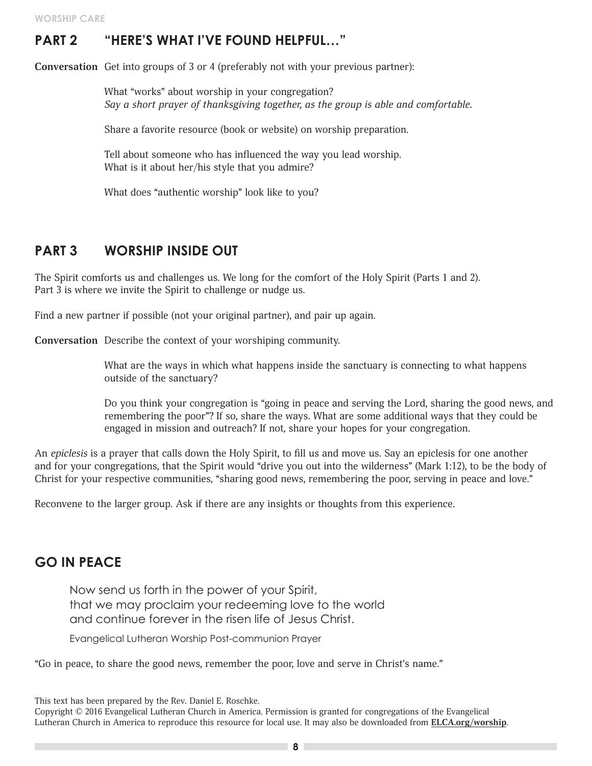## PART 2 "HERE'S WHAT I'VE FOUND HELPFUL…"

**Conversation** Get into groups of 3 or 4 (preferably not with your previous partner):

What "works" about worship in your congregation?
*Say a short prayer of thanksgiving together, as the group is able and comfortable.*

Share a favorite resource (book or website) on worship preparation.

Tell about someone who has influenced the way you lead worship.
What is it about her/his style that you admire?

What does "authentic worship" look like to you?

## PART 3 WORSHIP INSIDE OUT

The Spirit comforts us and challenges us. We long for the comfort of the Holy Spirit (Parts 1 and 2).
Part 3 is where we invite the Spirit to challenge or nudge us.

Find a new partner if possible (not your original partner), and pair up again.

**Conversation** Describe the context of your worshiping community.

What are the ways in which what happens inside the sanctuary is connecting to what happens outside of the sanctuary?

Do you think your congregation is "going in peace and serving the Lord, sharing the good news, and remembering the poor"? If so, share the ways. What are some additional ways that they could be engaged in mission and outreach? If not, share your hopes for your congregation.

An *epiclesis* is a prayer that calls down the Holy Spirit, to fill us and move us. Say an epiclesis for one another and for your congregations, that the Spirit would "drive you out into the wilderness" (Mark 1:12), to be the body of Christ for your respective communities, "sharing good news, remembering the poor, serving in peace and love."

Reconvene to the larger group. Ask if there are any insights or thoughts from this experience.

## GO IN PEACE

> Now send us forth in the power of your Spirit,
> that we may proclaim your redeeming love to the world
> and continue forever in the risen life of Jesus Christ.
>
> Evangelical Lutheran Worship Post-communion Prayer

"Go in peace, to share the good news, remember the poor, love and serve in Christ's name."

This text has been prepared by the Rev. Daniel E. Roschke.
Copyright © 2016 Evangelical Lutheran Church in America. Permission is granted for congregations of the Evangelical Lutheran Church in America to reproduce this resource for local use. It may also be downloaded from **ELCA.org/worship**.